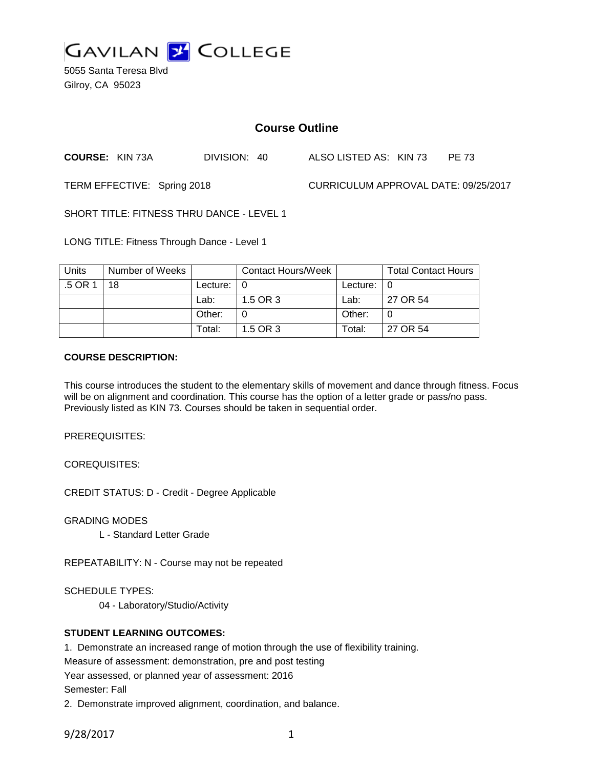# GAVILAN COLLEGE

5055 Santa Teresa Blvd
Gilroy, CA 95023

## Course Outline

**COURSE:** KIN 73A DIVISION: 40 ALSO LISTED AS: KIN 73 PE 73

TERM EFFECTIVE: Spring 2018 CURRICULUM APPROVAL DATE: 09/25/2017

SHORT TITLE: FITNESS THRU DANCE - LEVEL 1

LONG TITLE: Fitness Through Dance - Level 1

| Units | Number of Weeks | | Contact Hours/Week | | Total Contact Hours |
|---|---|---|---|---|---|
| .5 OR 1 | 18 | Lecture: | 0 | Lecture: | 0 |
| | | Lab: | 1.5 OR 3 | Lab: | 27 OR 54 |
| | | Other: | 0 | Other: | 0 |
| | | Total: | 1.5 OR 3 | Total: | 27 OR 54 |

**COURSE DESCRIPTION:**

This course introduces the student to the elementary skills of movement and dance through fitness. Focus will be on alignment and coordination. This course has the option of a letter grade or pass/no pass. Previously listed as KIN 73. Courses should be taken in sequential order.

PREREQUISITES:

COREQUISITES:

CREDIT STATUS: D - Credit - Degree Applicable

GRADING MODES

L - Standard Letter Grade

REPEATABILITY: N - Course may not be repeated

SCHEDULE TYPES:

04 - Laboratory/Studio/Activity

**STUDENT LEARNING OUTCOMES:**

1. Demonstrate an increased range of motion through the use of flexibility training.
Measure of assessment: demonstration, pre and post testing
Year assessed, or planned year of assessment: 2016
Semester: Fall

2. Demonstrate improved alignment, coordination, and balance.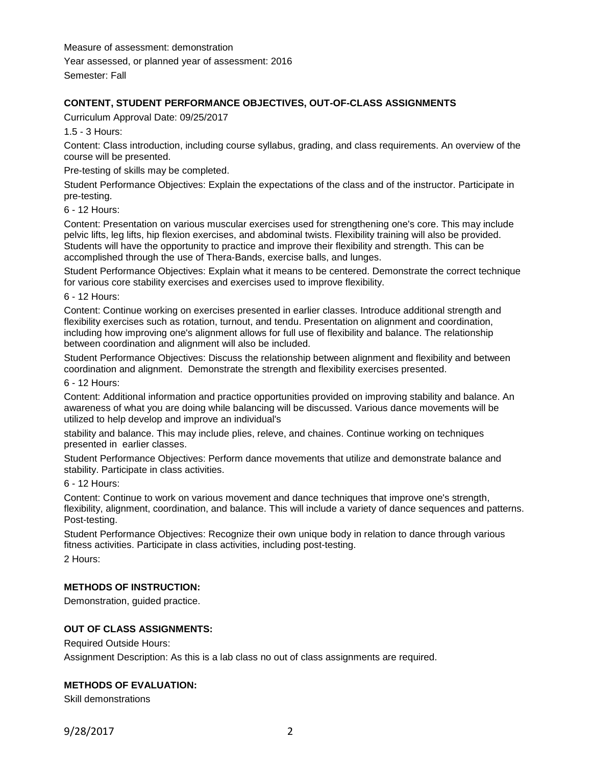Measure of assessment: demonstration

Year assessed, or planned year of assessment: 2016

Semester: Fall

**CONTENT, STUDENT PERFORMANCE OBJECTIVES, OUT-OF-CLASS ASSIGNMENTS**

Curriculum Approval Date: 09/25/2017

1.5 - 3 Hours:

Content: Class introduction, including course syllabus, grading, and class requirements. An overview of the course will be presented.

Pre-testing of skills may be completed.

Student Performance Objectives: Explain the expectations of the class and of the instructor. Participate in pre-testing.

6 - 12 Hours:

Content: Presentation on various muscular exercises used for strengthening one's core. This may include pelvic lifts, leg lifts, hip flexion exercises, and abdominal twists. Flexibility training will also be provided. Students will have the opportunity to practice and improve their flexibility and strength. This can be accomplished through the use of Thera-Bands, exercise balls, and lunges.

Student Performance Objectives: Explain what it means to be centered. Demonstrate the correct technique for various core stability exercises and exercises used to improve flexibility.

6 - 12 Hours:

Content: Continue working on exercises presented in earlier classes. Introduce additional strength and flexibility exercises such as rotation, turnout, and tendu. Presentation on alignment and coordination, including how improving one's alignment allows for full use of flexibility and balance. The relationship between coordination and alignment will also be included.

Student Performance Objectives: Discuss the relationship between alignment and flexibility and between coordination and alignment. Demonstrate the strength and flexibility exercises presented.

6 - 12 Hours:

Content: Additional information and practice opportunities provided on improving stability and balance. An awareness of what you are doing while balancing will be discussed. Various dance movements will be utilized to help develop and improve an individual's

stability and balance. This may include plies, releve, and chaines. Continue working on techniques presented in earlier classes.

Student Performance Objectives: Perform dance movements that utilize and demonstrate balance and stability. Participate in class activities.

6 - 12 Hours:

Content: Continue to work on various movement and dance techniques that improve one's strength, flexibility, alignment, coordination, and balance. This will include a variety of dance sequences and patterns. Post-testing.

Student Performance Objectives: Recognize their own unique body in relation to dance through various fitness activities. Participate in class activities, including post-testing.

2 Hours:

**METHODS OF INSTRUCTION:**

Demonstration, guided practice.

**OUT OF CLASS ASSIGNMENTS:**

Required Outside Hours:

Assignment Description: As this is a lab class no out of class assignments are required.

**METHODS OF EVALUATION:**

Skill demonstrations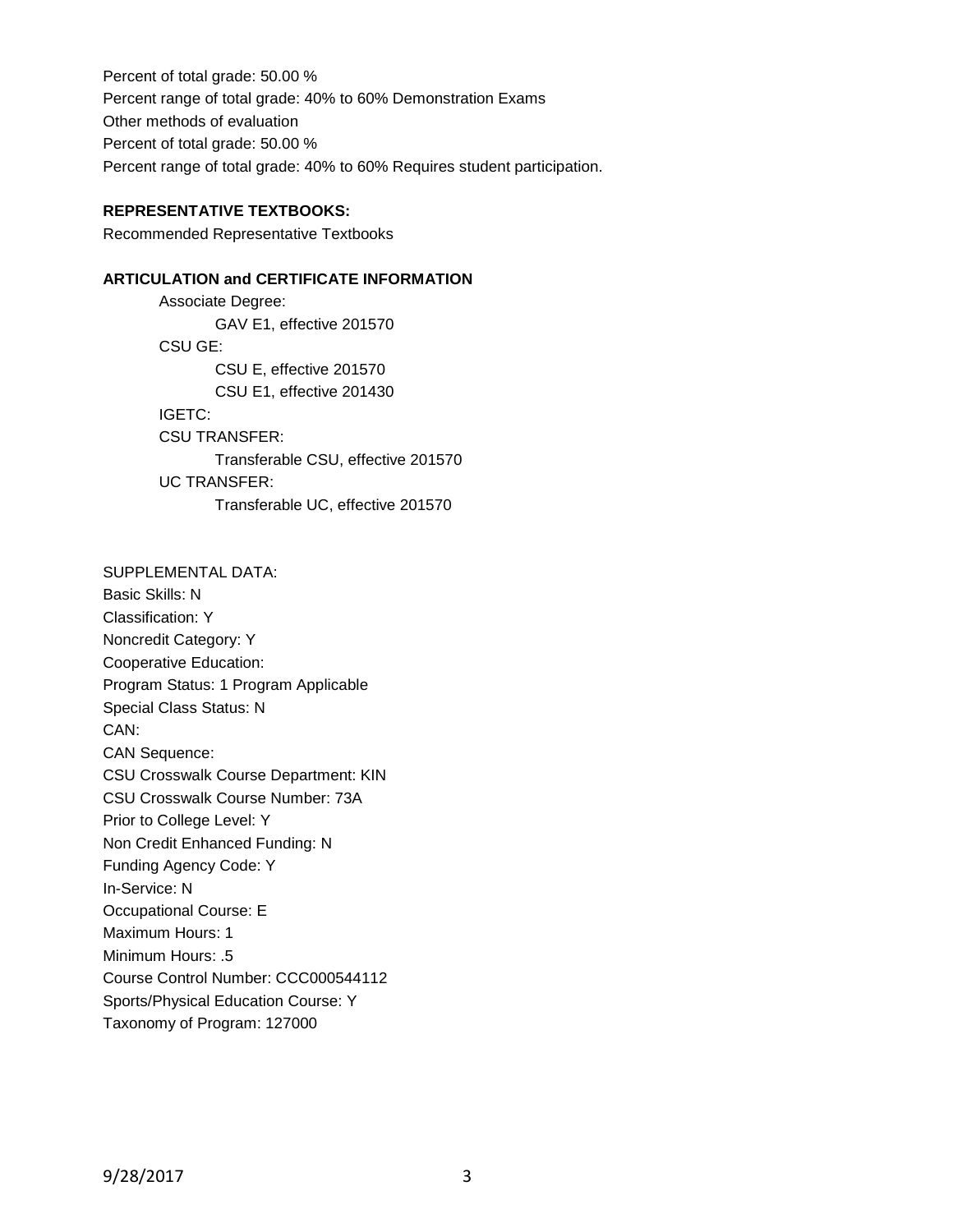Percent of total grade: 50.00 %
Percent range of total grade: 40% to 60% Demonstration Exams
Other methods of evaluation
Percent of total grade: 50.00 %
Percent range of total grade: 40% to 60% Requires student participation.

**REPRESENTATIVE TEXTBOOKS:**

Recommended Representative Textbooks

**ARTICULATION and CERTIFICATE INFORMATION**

Associate Degree:
GAV E1, effective 201570
CSU GE:
CSU E, effective 201570
CSU E1, effective 201430
IGETC:
CSU TRANSFER:
Transferable CSU, effective 201570
UC TRANSFER:
Transferable UC, effective 201570

SUPPLEMENTAL DATA:
Basic Skills: N
Classification: Y
Noncredit Category: Y
Cooperative Education:
Program Status: 1 Program Applicable
Special Class Status: N
CAN:
CAN Sequence:
CSU Crosswalk Course Department: KIN
CSU Crosswalk Course Number: 73A
Prior to College Level: Y
Non Credit Enhanced Funding: N
Funding Agency Code: Y
In-Service: N
Occupational Course: E
Maximum Hours: 1
Minimum Hours: .5
Course Control Number: CCC000544112
Sports/Physical Education Course: Y
Taxonomy of Program: 127000